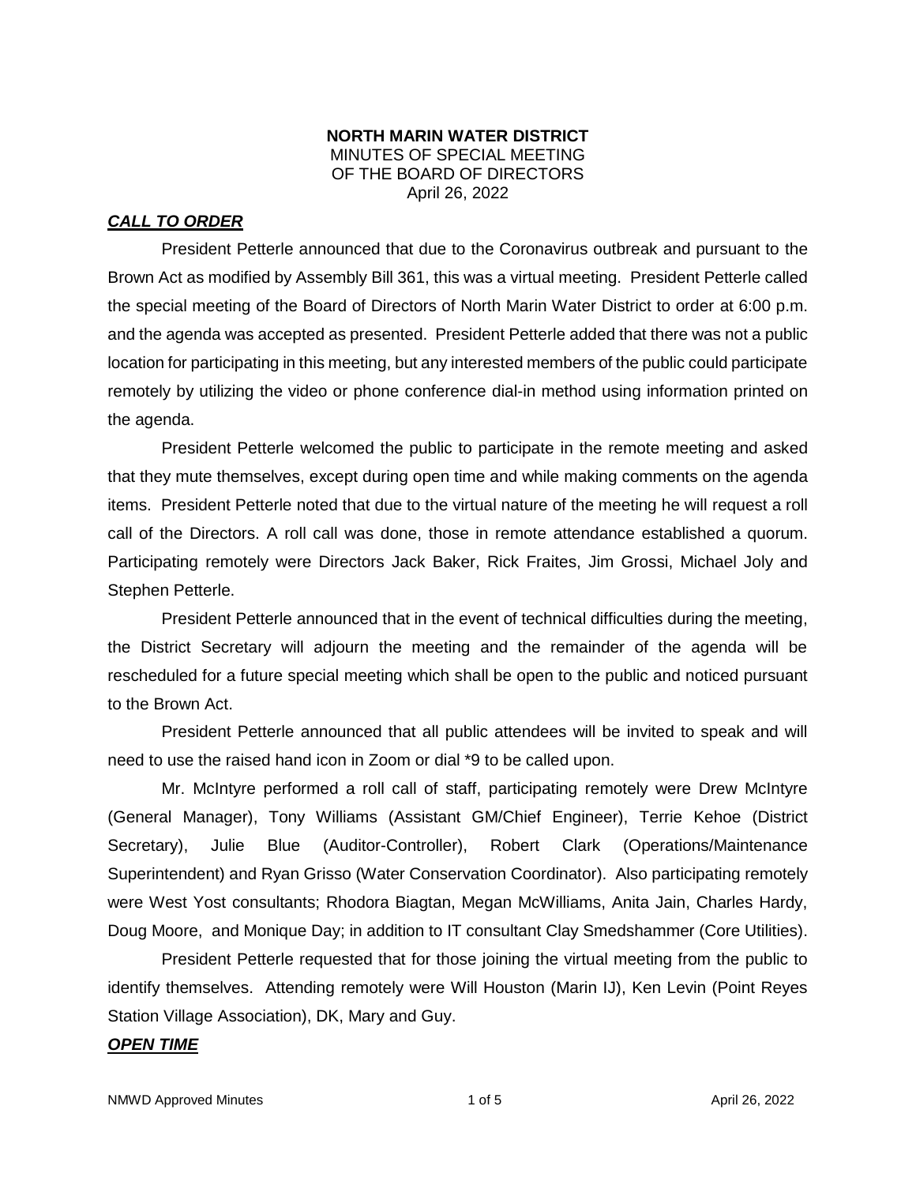**NORTH MARIN WATER DISTRICT**
MINUTES OF SPECIAL MEETING
OF THE BOARD OF DIRECTORS
April 26, 2022

***CALL TO ORDER***

President Petterle announced that due to the Coronavirus outbreak and pursuant to the Brown Act as modified by Assembly Bill 361, this was a virtual meeting. President Petterle called the special meeting of the Board of Directors of North Marin Water District to order at 6:00 p.m. and the agenda was accepted as presented. President Petterle added that there was not a public location for participating in this meeting, but any interested members of the public could participate remotely by utilizing the video or phone conference dial-in method using information printed on the agenda.

President Petterle welcomed the public to participate in the remote meeting and asked that they mute themselves, except during open time and while making comments on the agenda items. President Petterle noted that due to the virtual nature of the meeting he will request a roll call of the Directors. A roll call was done, those in remote attendance established a quorum. Participating remotely were Directors Jack Baker, Rick Fraites, Jim Grossi, Michael Joly and Stephen Petterle.

President Petterle announced that in the event of technical difficulties during the meeting, the District Secretary will adjourn the meeting and the remainder of the agenda will be rescheduled for a future special meeting which shall be open to the public and noticed pursuant to the Brown Act.

President Petterle announced that all public attendees will be invited to speak and will need to use the raised hand icon in Zoom or dial *9 to be called upon.

Mr. McIntyre performed a roll call of staff, participating remotely were Drew McIntyre (General Manager), Tony Williams (Assistant GM/Chief Engineer), Terrie Kehoe (District Secretary), Julie Blue (Auditor-Controller), Robert Clark (Operations/Maintenance Superintendent) and Ryan Grisso (Water Conservation Coordinator). Also participating remotely were West Yost consultants; Rhodora Biagtan, Megan McWilliams, Anita Jain, Charles Hardy, Doug Moore, and Monique Day; in addition to IT consultant Clay Smedshammer (Core Utilities).

President Petterle requested that for those joining the virtual meeting from the public to identify themselves. Attending remotely were Will Houston (Marin IJ), Ken Levin (Point Reyes Station Village Association), DK, Mary and Guy.

***OPEN TIME***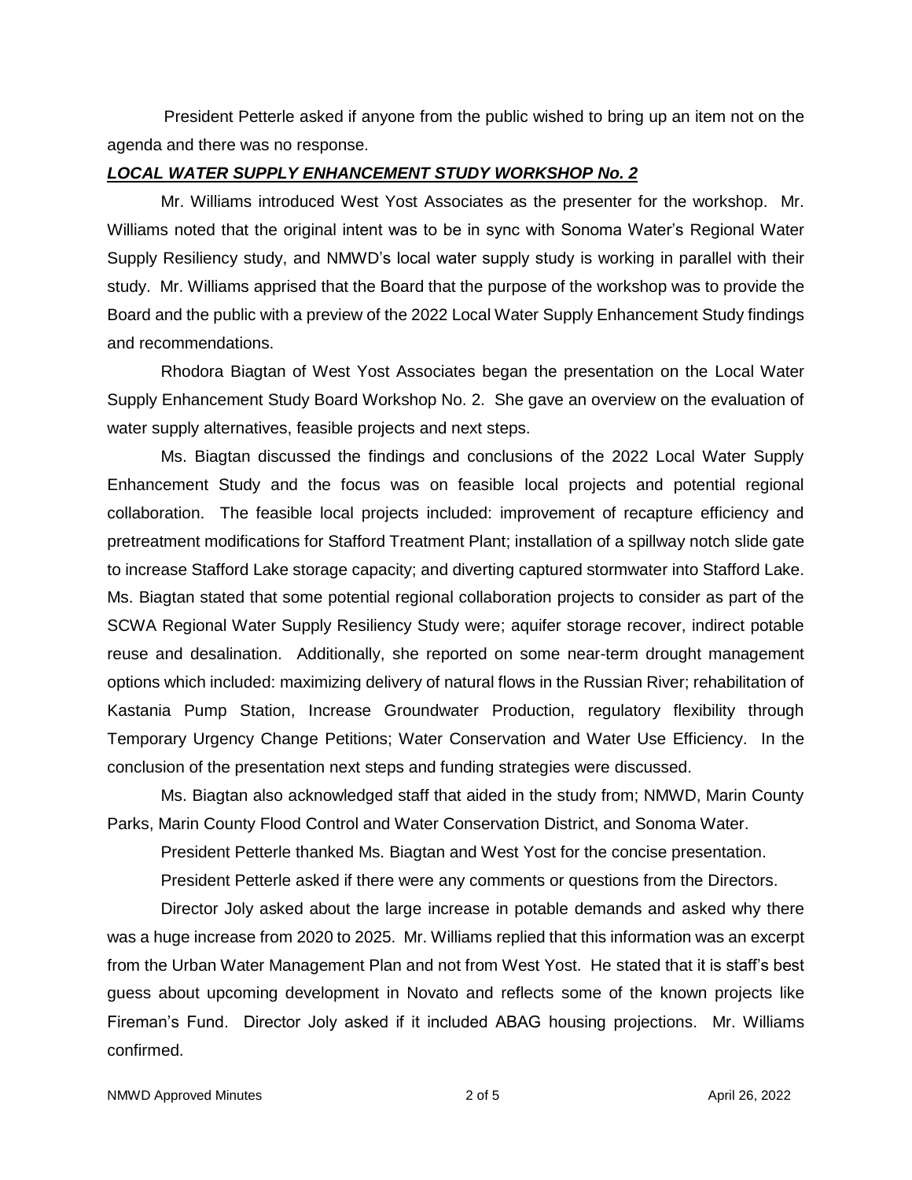President Petterle asked if anyone from the public wished to bring up an item not on the agenda and there was no response.

***LOCAL WATER SUPPLY ENHANCEMENT STUDY WORKSHOP No. 2***

Mr. Williams introduced West Yost Associates as the presenter for the workshop. Mr. Williams noted that the original intent was to be in sync with Sonoma Water's Regional Water Supply Resiliency study, and NMWD's local water supply study is working in parallel with their study. Mr. Williams apprised that the Board that the purpose of the workshop was to provide the Board and the public with a preview of the 2022 Local Water Supply Enhancement Study findings and recommendations.

Rhodora Biagtan of West Yost Associates began the presentation on the Local Water Supply Enhancement Study Board Workshop No. 2. She gave an overview on the evaluation of water supply alternatives, feasible projects and next steps.

Ms. Biagtan discussed the findings and conclusions of the 2022 Local Water Supply Enhancement Study and the focus was on feasible local projects and potential regional collaboration. The feasible local projects included: improvement of recapture efficiency and pretreatment modifications for Stafford Treatment Plant; installation of a spillway notch slide gate to increase Stafford Lake storage capacity; and diverting captured stormwater into Stafford Lake. Ms. Biagtan stated that some potential regional collaboration projects to consider as part of the SCWA Regional Water Supply Resiliency Study were; aquifer storage recover, indirect potable reuse and desalination. Additionally, she reported on some near-term drought management options which included: maximizing delivery of natural flows in the Russian River; rehabilitation of Kastania Pump Station, Increase Groundwater Production, regulatory flexibility through Temporary Urgency Change Petitions; Water Conservation and Water Use Efficiency. In the conclusion of the presentation next steps and funding strategies were discussed.

Ms. Biagtan also acknowledged staff that aided in the study from; NMWD, Marin County Parks, Marin County Flood Control and Water Conservation District, and Sonoma Water.

President Petterle thanked Ms. Biagtan and West Yost for the concise presentation.

President Petterle asked if there were any comments or questions from the Directors.

Director Joly asked about the large increase in potable demands and asked why there was a huge increase from 2020 to 2025. Mr. Williams replied that this information was an excerpt from the Urban Water Management Plan and not from West Yost. He stated that it is staff's best guess about upcoming development in Novato and reflects some of the known projects like Fireman's Fund. Director Joly asked if it included ABAG housing projections. Mr. Williams confirmed.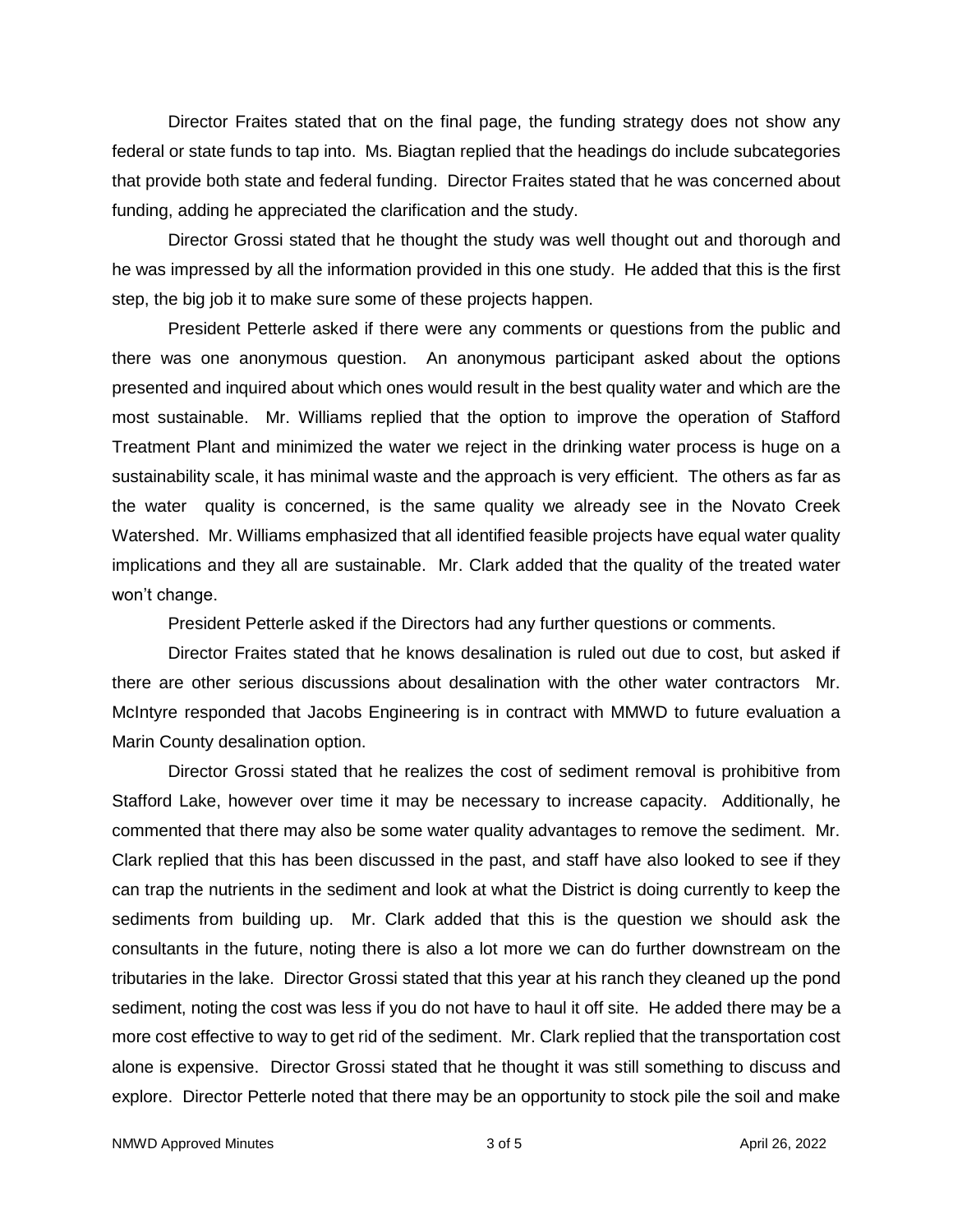Director Fraites stated that on the final page, the funding strategy does not show any federal or state funds to tap into. Ms. Biagtan replied that the headings do include subcategories that provide both state and federal funding. Director Fraites stated that he was concerned about funding, adding he appreciated the clarification and the study.

Director Grossi stated that he thought the study was well thought out and thorough and he was impressed by all the information provided in this one study. He added that this is the first step, the big job it to make sure some of these projects happen.

President Petterle asked if there were any comments or questions from the public and there was one anonymous question. An anonymous participant asked about the options presented and inquired about which ones would result in the best quality water and which are the most sustainable. Mr. Williams replied that the option to improve the operation of Stafford Treatment Plant and minimized the water we reject in the drinking water process is huge on a sustainability scale, it has minimal waste and the approach is very efficient. The others as far as the water quality is concerned, is the same quality we already see in the Novato Creek Watershed. Mr. Williams emphasized that all identified feasible projects have equal water quality implications and they all are sustainable. Mr. Clark added that the quality of the treated water won't change.

President Petterle asked if the Directors had any further questions or comments.

Director Fraites stated that he knows desalination is ruled out due to cost, but asked if there are other serious discussions about desalination with the other water contractors Mr. McIntyre responded that Jacobs Engineering is in contract with MMWD to future evaluation a Marin County desalination option.

Director Grossi stated that he realizes the cost of sediment removal is prohibitive from Stafford Lake, however over time it may be necessary to increase capacity. Additionally, he commented that there may also be some water quality advantages to remove the sediment. Mr. Clark replied that this has been discussed in the past, and staff have also looked to see if they can trap the nutrients in the sediment and look at what the District is doing currently to keep the sediments from building up. Mr. Clark added that this is the question we should ask the consultants in the future, noting there is also a lot more we can do further downstream on the tributaries in the lake. Director Grossi stated that this year at his ranch they cleaned up the pond sediment, noting the cost was less if you do not have to haul it off site. He added there may be a more cost effective to way to get rid of the sediment. Mr. Clark replied that the transportation cost alone is expensive. Director Grossi stated that he thought it was still something to discuss and explore. Director Petterle noted that there may be an opportunity to stock pile the soil and make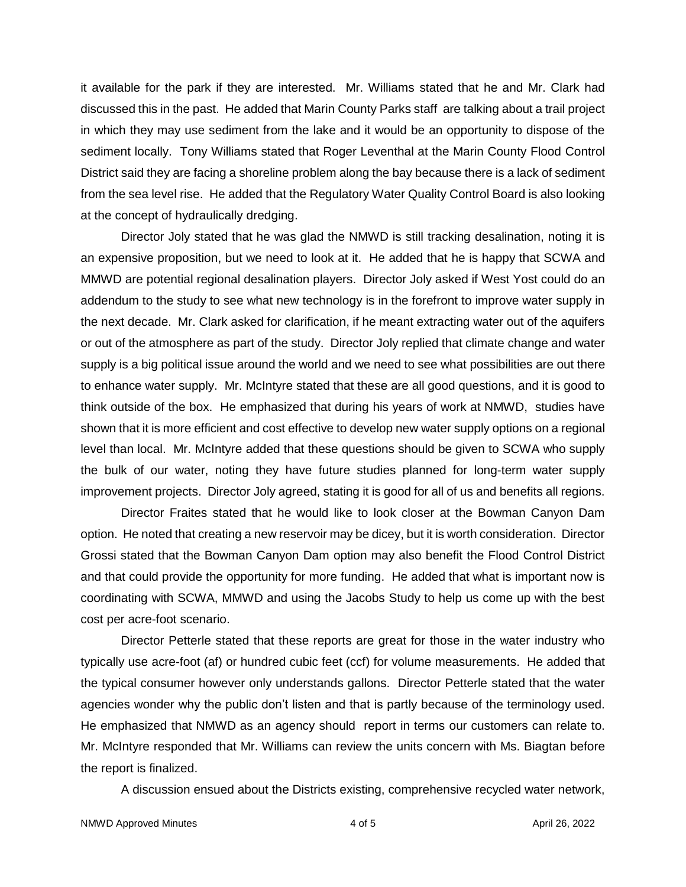it available for the park if they are interested. Mr. Williams stated that he and Mr. Clark had discussed this in the past. He added that Marin County Parks staff are talking about a trail project in which they may use sediment from the lake and it would be an opportunity to dispose of the sediment locally. Tony Williams stated that Roger Leventhal at the Marin County Flood Control District said they are facing a shoreline problem along the bay because there is a lack of sediment from the sea level rise. He added that the Regulatory Water Quality Control Board is also looking at the concept of hydraulically dredging.

Director Joly stated that he was glad the NMWD is still tracking desalination, noting it is an expensive proposition, but we need to look at it. He added that he is happy that SCWA and MMWD are potential regional desalination players. Director Joly asked if West Yost could do an addendum to the study to see what new technology is in the forefront to improve water supply in the next decade. Mr. Clark asked for clarification, if he meant extracting water out of the aquifers or out of the atmosphere as part of the study. Director Joly replied that climate change and water supply is a big political issue around the world and we need to see what possibilities are out there to enhance water supply. Mr. McIntyre stated that these are all good questions, and it is good to think outside of the box. He emphasized that during his years of work at NMWD, studies have shown that it is more efficient and cost effective to develop new water supply options on a regional level than local. Mr. McIntyre added that these questions should be given to SCWA who supply the bulk of our water, noting they have future studies planned for long-term water supply improvement projects. Director Joly agreed, stating it is good for all of us and benefits all regions.

Director Fraites stated that he would like to look closer at the Bowman Canyon Dam option. He noted that creating a new reservoir may be dicey, but it is worth consideration. Director Grossi stated that the Bowman Canyon Dam option may also benefit the Flood Control District and that could provide the opportunity for more funding. He added that what is important now is coordinating with SCWA, MMWD and using the Jacobs Study to help us come up with the best cost per acre-foot scenario.

Director Petterle stated that these reports are great for those in the water industry who typically use acre-foot (af) or hundred cubic feet (ccf) for volume measurements. He added that the typical consumer however only understands gallons. Director Petterle stated that the water agencies wonder why the public don't listen and that is partly because of the terminology used. He emphasized that NMWD as an agency should report in terms our customers can relate to. Mr. McIntyre responded that Mr. Williams can review the units concern with Ms. Biagtan before the report is finalized.

A discussion ensued about the Districts existing, comprehensive recycled water network,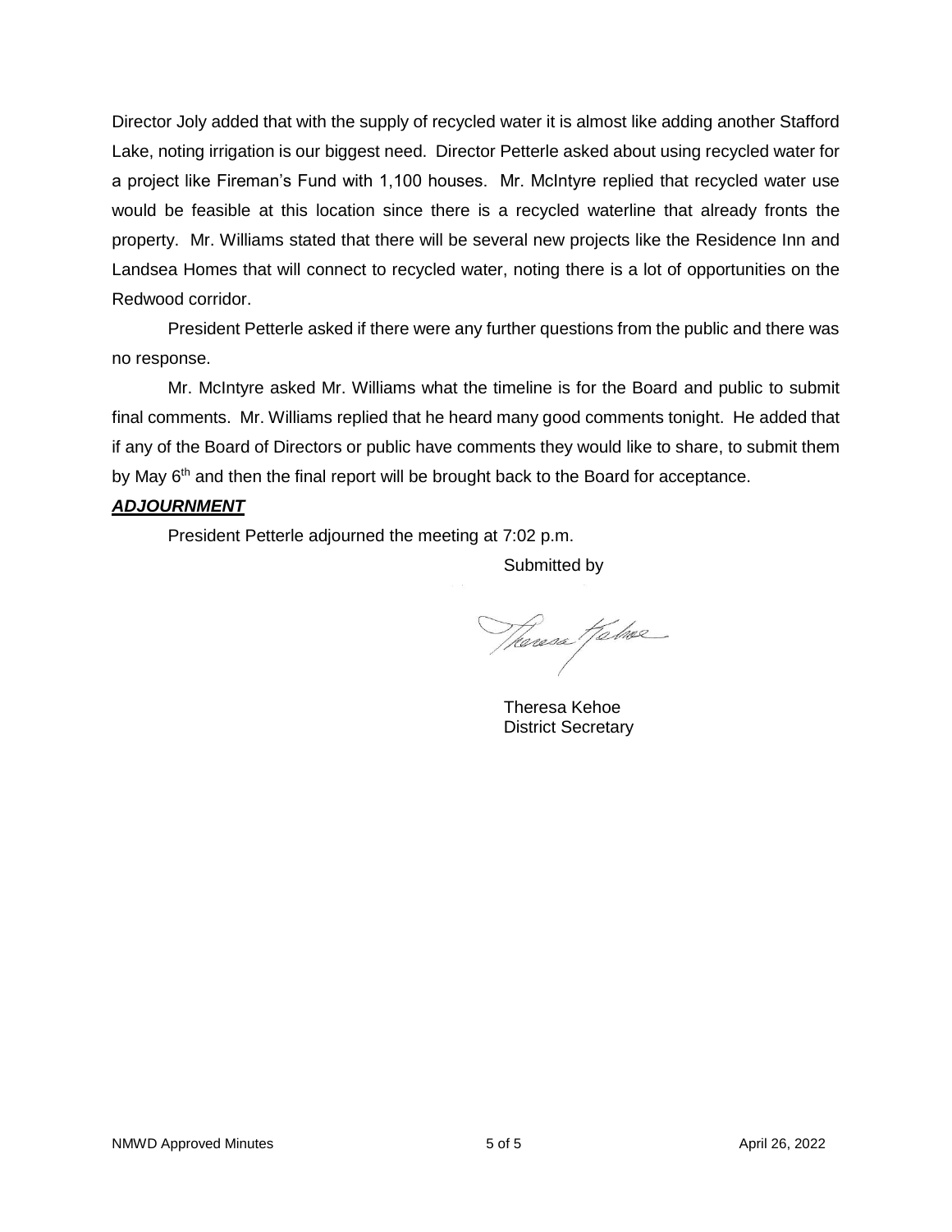Director Joly added that with the supply of recycled water it is almost like adding another Stafford Lake, noting irrigation is our biggest need. Director Petterle asked about using recycled water for a project like Fireman's Fund with 1,100 houses. Mr. McIntyre replied that recycled water use would be feasible at this location since there is a recycled waterline that already fronts the property. Mr. Williams stated that there will be several new projects like the Residence Inn and Landsea Homes that will connect to recycled water, noting there is a lot of opportunities on the Redwood corridor.

President Petterle asked if there were any further questions from the public and there was no response.

Mr. McIntyre asked Mr. Williams what the timeline is for the Board and public to submit final comments. Mr. Williams replied that he heard many good comments tonight. He added that if any of the Board of Directors or public have comments they would like to share, to submit them by May 6th and then the final report will be brought back to the Board for acceptance.

***ADJOURNMENT***

President Petterle adjourned the meeting at 7:02 p.m.

Submitted by

Theresa Kehoe
District Secretary